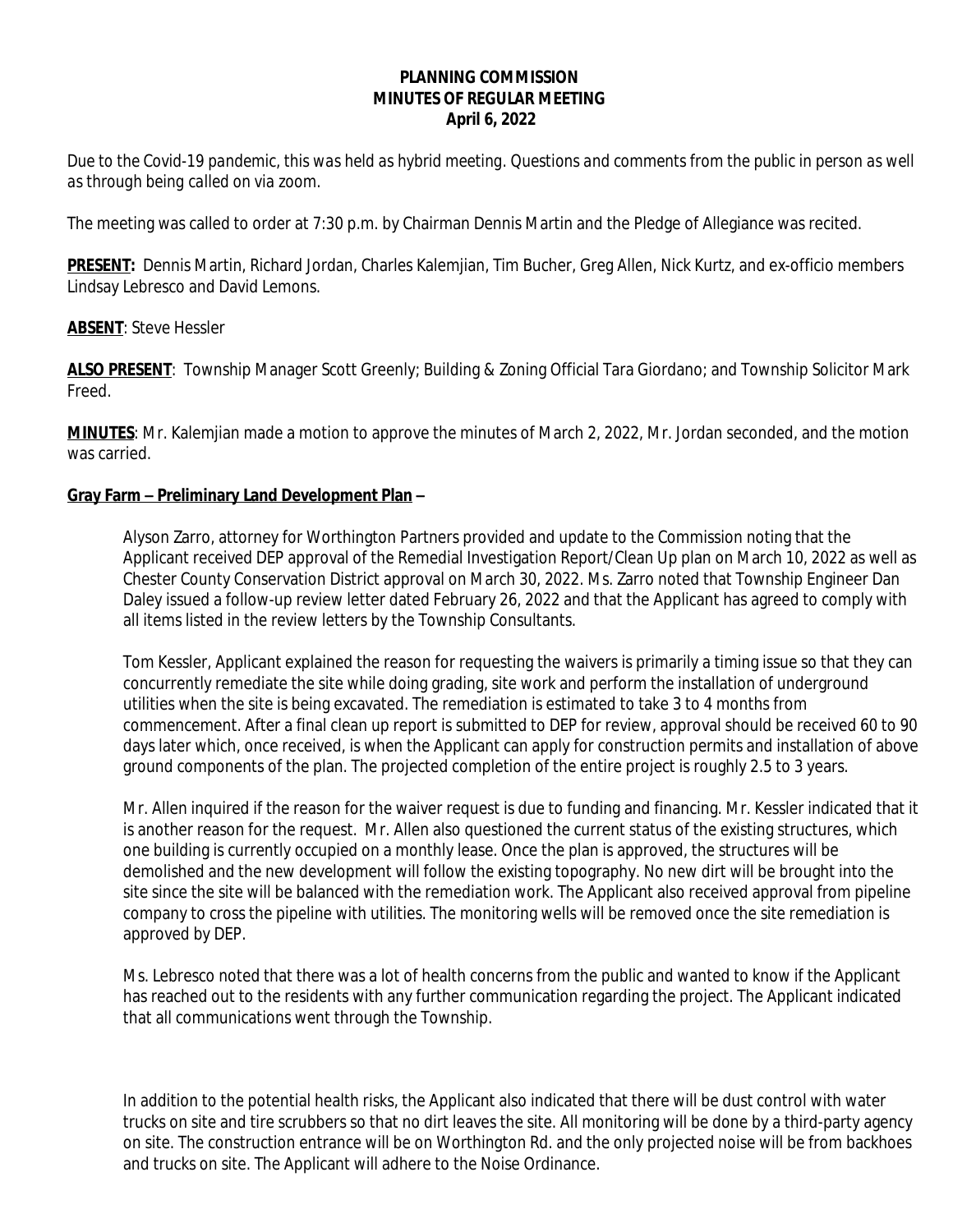**PLANNING COMMISSION**
**MINUTES OF REGULAR MEETING**
**April 6, 2022**

*Due to the Covid-19 pandemic, this was held as hybrid meeting. Questions and comments from the public in person as well as through being called on via zoom.*

The meeting was called to order at 7:30 p.m. by Chairman Dennis Martin and the Pledge of Allegiance was recited.

**PRESENT:** Dennis Martin, Richard Jordan, Charles Kalemjian, Tim Bucher, Greg Allen, Nick Kurtz, and ex-officio members Lindsay Lebresco and David Lemons.

**ABSENT**: Steve Hessler

**ALSO PRESENT**: Township Manager Scott Greenly; Building & Zoning Official Tara Giordano; and Township Solicitor Mark Freed.

**MINUTES**: Mr. Kalemjian made a motion to approve the minutes of March 2, 2022, Mr. Jordan seconded, and the motion was carried.

**Gray Farm – Preliminary Land Development Plan** –

Alyson Zarro, attorney for Worthington Partners provided and update to the Commission noting that the Applicant received DEP approval of the Remedial Investigation Report/Clean Up plan on March 10, 2022 as well as Chester County Conservation District approval on March 30, 2022. Ms. Zarro noted that Township Engineer Dan Daley issued a follow-up review letter dated February 26, 2022 and that the Applicant has agreed to comply with all items listed in the review letters by the Township Consultants.

Tom Kessler, Applicant explained the reason for requesting the waivers is primarily a timing issue so that they can concurrently remediate the site while doing grading, site work and perform the installation of underground utilities when the site is being excavated. The remediation is estimated to take 3 to 4 months from commencement. After a final clean up report is submitted to DEP for review, approval should be received 60 to 90 days later which, once received, is when the Applicant can apply for construction permits and installation of above ground components of the plan. The projected completion of the entire project is roughly 2.5 to 3 years.

Mr. Allen inquired if the reason for the waiver request is due to funding and financing. Mr. Kessler indicated that it is another reason for the request. Mr. Allen also questioned the current status of the existing structures, which one building is currently occupied on a monthly lease. Once the plan is approved, the structures will be demolished and the new development will follow the existing topography. No new dirt will be brought into the site since the site will be balanced with the remediation work. The Applicant also received approval from pipeline company to cross the pipeline with utilities. The monitoring wells will be removed once the site remediation is approved by DEP.

Ms. Lebresco noted that there was a lot of health concerns from the public and wanted to know if the Applicant has reached out to the residents with any further communication regarding the project. The Applicant indicated that all communications went through the Township.

In addition to the potential health risks, the Applicant also indicated that there will be dust control with water trucks on site and tire scrubbers so that no dirt leaves the site. All monitoring will be done by a third-party agency on site. The construction entrance will be on Worthington Rd. and the only projected noise will be from backhoes and trucks on site. The Applicant will adhere to the Noise Ordinance.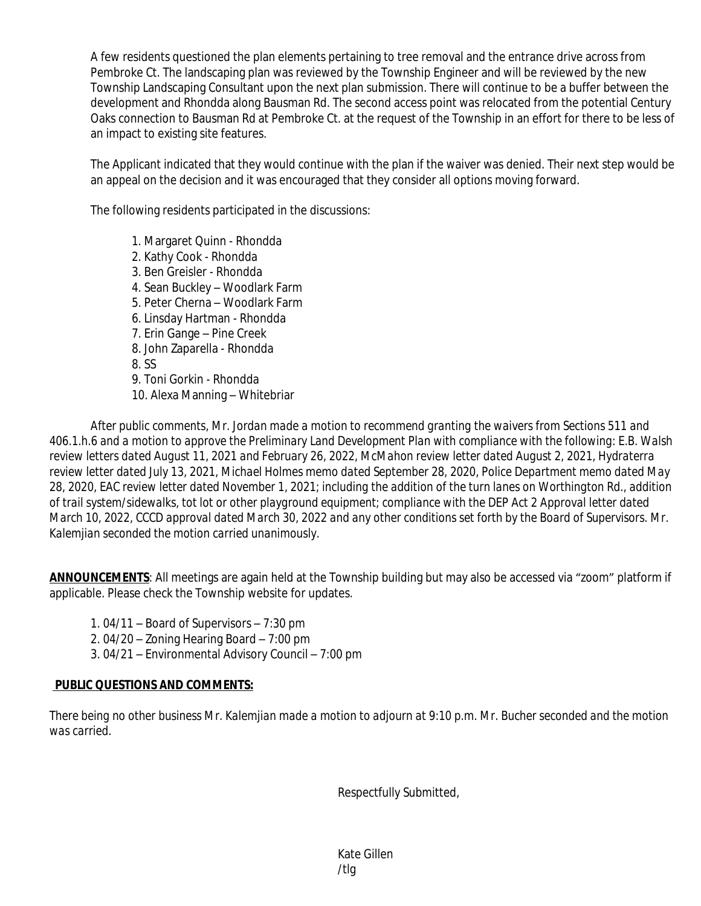A few residents questioned the plan elements pertaining to tree removal and the entrance drive across from Pembroke Ct. The landscaping plan was reviewed by the Township Engineer and will be reviewed by the new Township Landscaping Consultant upon the next plan submission. There will continue to be a buffer between the development and Rhondda along Bausman Rd. The second access point was relocated from the potential Century Oaks connection to Bausman Rd at Pembroke Ct. at the request of the Township in an effort for there to be less of an impact to existing site features.

The Applicant indicated that they would continue with the plan if the waiver was denied. Their next step would be an appeal on the decision and it was encouraged that they consider all options moving forward.

The following residents participated in the discussions:

1. Margaret Quinn - Rhondda
2. Kathy Cook - Rhondda
3. Ben Greisler - Rhondda
4. Sean Buckley – Woodlark Farm
5. Peter Cherna – Woodlark Farm
6. Linsday Hartman - Rhondda
7. Erin Gange – Pine Creek
8. John Zaparella - Rhondda
8. SS
9. Toni Gorkin - Rhondda
10. Alexa Manning – Whitebriar

*After public comments, Mr. Jordan made a motion to recommend granting the waivers from Sections 511 and 406.1.h.6 and a motion to approve the Preliminary Land Development Plan with compliance with the following: E.B. Walsh review letters dated August 11, 2021 and February 26, 2022, McMahon review letter dated August 2, 2021, Hydraterra review letter dated July 13, 2021, Michael Holmes memo dated September 28, 2020, Police Department memo dated May 28, 2020, EAC review letter dated November 1, 2021; including the addition of the turn lanes on Worthington Rd., addition of trail system/sidewalks, tot lot or other playground equipment; compliance with the DEP Act 2 Approval letter dated March 10, 2022, CCCD approval dated March 30, 2022 and any other conditions set forth by the Board of Supervisors. Mr. Kalemjian seconded the motion carried unanimously.*

**ANNOUNCEMENTS**: All meetings are again held at the Township building but may also be accessed via "zoom" platform if applicable. Please check the Township website for updates.

1. 04/11 – Board of Supervisors – 7:30 pm
2. 04/20 – Zoning Hearing Board – 7:00 pm
3. 04/21 – Environmental Advisory Council – 7:00 pm

**PUBLIC QUESTIONS AND COMMENTS:**

*There being no other business Mr. Kalemjian made a motion to adjourn at 9:10 p.m. Mr. Bucher seconded and the motion was carried.*

Respectfully Submitted,

Kate Gillen
/tlg